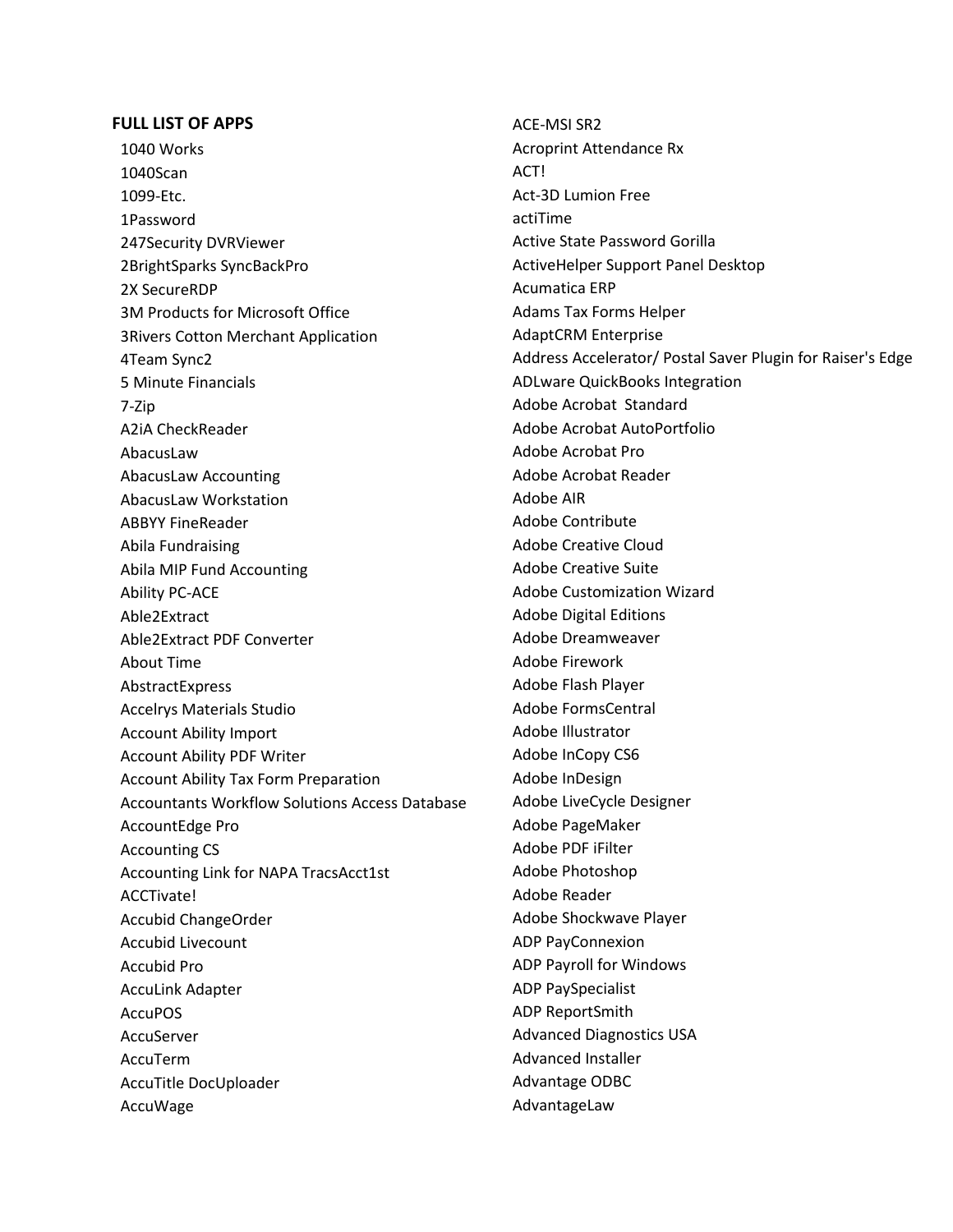**FULL LIST OF APPS**

1040 Works
1040Scan
1099-Etc.
1Password
247Security DVRViewer
2BrightSparks SyncBackPro
2X SecureRDP
3M Products for Microsoft Office
3Rivers Cotton Merchant Application
4Team Sync2
5 Minute Financials
7-Zip
A2iA CheckReader
AbacusLaw
AbacusLaw Accounting
AbacusLaw Workstation
ABBYY FineReader
Abila Fundraising
Abila MIP Fund Accounting
Ability PC-ACE
Able2Extract
Able2Extract PDF Converter
About Time
AbstractExpress
Accelrys Materials Studio
Account Ability Import
Account Ability PDF Writer
Account Ability Tax Form Preparation
Accountants Workflow Solutions Access Database
AccountEdge Pro
Accounting CS
Accounting Link for NAPA TracsAcct1st
ACCTivate!
Accubid ChangeOrder
Accubid Livecount
Accubid Pro
AccuLink Adapter
AccuPOS
AccuServer
AccuTerm
AccuTitle DocUploader
AccuWage
ACE-MSI SR2
Acroprint Attendance Rx
ACT!
Act-3D Lumion Free
actiTime
Active State Password Gorilla
ActiveHelper Support Panel Desktop
Acumatica ERP
Adams Tax Forms Helper
AdaptCRM Enterprise
Address Accelerator/ Postal Saver Plugin for Raiser's Edge
ADLware QuickBooks Integration
Adobe Acrobat Standard
Adobe Acrobat AutoPortfolio
Adobe Acrobat Pro
Adobe Acrobat Reader
Adobe AIR
Adobe Contribute
Adobe Creative Cloud
Adobe Creative Suite
Adobe Customization Wizard
Adobe Digital Editions
Adobe Dreamweaver
Adobe Firework
Adobe Flash Player
Adobe FormsCentral
Adobe Illustrator
Adobe InCopy CS6
Adobe InDesign
Adobe LiveCycle Designer
Adobe PageMaker
Adobe PDF iFilter
Adobe Photoshop
Adobe Reader
Adobe Shockwave Player
ADP PayConnexion
ADP Payroll for Windows
ADP PaySpecialist
ADP ReportSmith
Advanced Diagnostics USA
Advanced Installer
Advantage ODBC
AdvantageLaw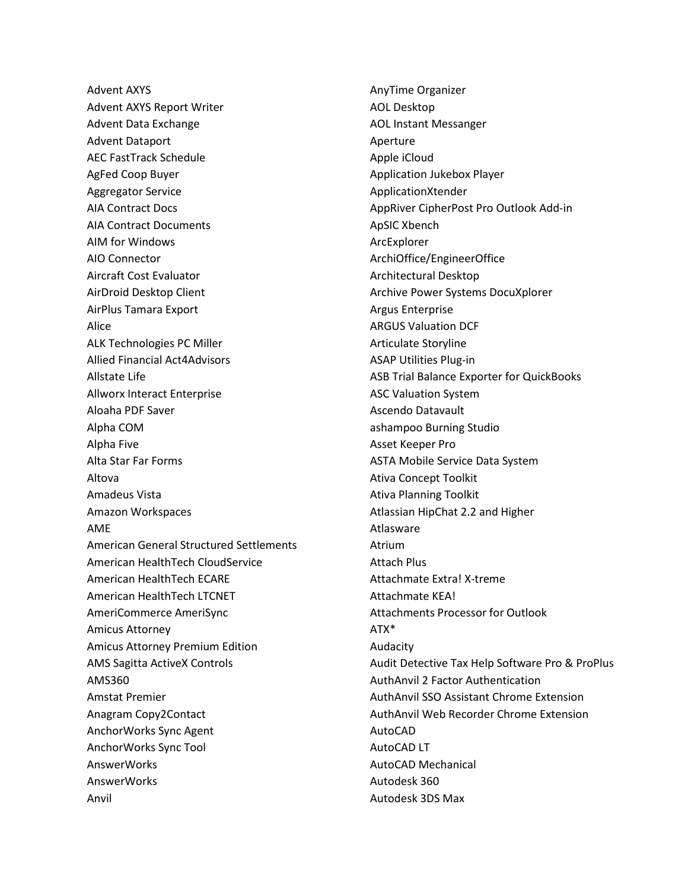Advent AXYS
Advent AXYS Report Writer
Advent Data Exchange
Advent Dataport
AEC FastTrack Schedule
AgFed Coop Buyer
Aggregator Service
AIA Contract Docs
AIA Contract Documents
AIM for Windows
AIO Connector
Aircraft Cost Evaluator
AirDroid Desktop Client
AirPlus Tamara Export
Alice
ALK Technologies PC Miller
Allied Financial Act4Advisors
Allstate Life
Allworx Interact Enterprise
Aloaha PDF Saver
Alpha COM
Alpha Five
Alta Star Far Forms
Altova
Amadeus Vista
Amazon Workspaces
AME
American General Structured Settlements
American HealthTech CloudService
American HealthTech ECARE
American HealthTech LTCNET
AmeriCommerce AmeriSync
Amicus Attorney
Amicus Attorney Premium Edition
AMS Sagitta ActiveX Controls
AMS360
Amstat Premier
Anagram Copy2Contact
AnchorWorks Sync Agent
AnchorWorks Sync Tool
AnswerWorks
AnswerWorks
Anvil
AnyTime Organizer
AOL Desktop
AOL Instant Messanger
Aperture
Apple iCloud
Application Jukebox Player
ApplicationXtender
AppRiver CipherPost Pro Outlook Add-in
ApSIC Xbench
ArcExplorer
ArchiOffice/EngineerOffice
Architectural Desktop
Archive Power Systems DocuXplorer
Argus Enterprise
ARGUS Valuation DCF
Articulate Storyline
ASAP Utilities Plug-in
ASB Trial Balance Exporter for QuickBooks
ASC Valuation System
Ascendo Datavault
ashampoo Burning Studio
Asset Keeper Pro
ASTA Mobile Service Data System
Ativa Concept Toolkit
Ativa Planning Toolkit
Atlassian HipChat 2.2 and Higher
Atlasware
Atrium
Attach Plus
Attachmate Extra! X-treme
Attachmate KEA!
Attachments Processor for Outlook
ATX*
Audacity
Audit Detective Tax Help Software Pro & ProPlus
AuthAnvil 2 Factor Authentication
AuthAnvil SSO Assistant Chrome Extension
AuthAnvil Web Recorder Chrome Extension
AutoCAD
AutoCAD LT
AutoCAD Mechanical
Autodesk 360
Autodesk 3DS Max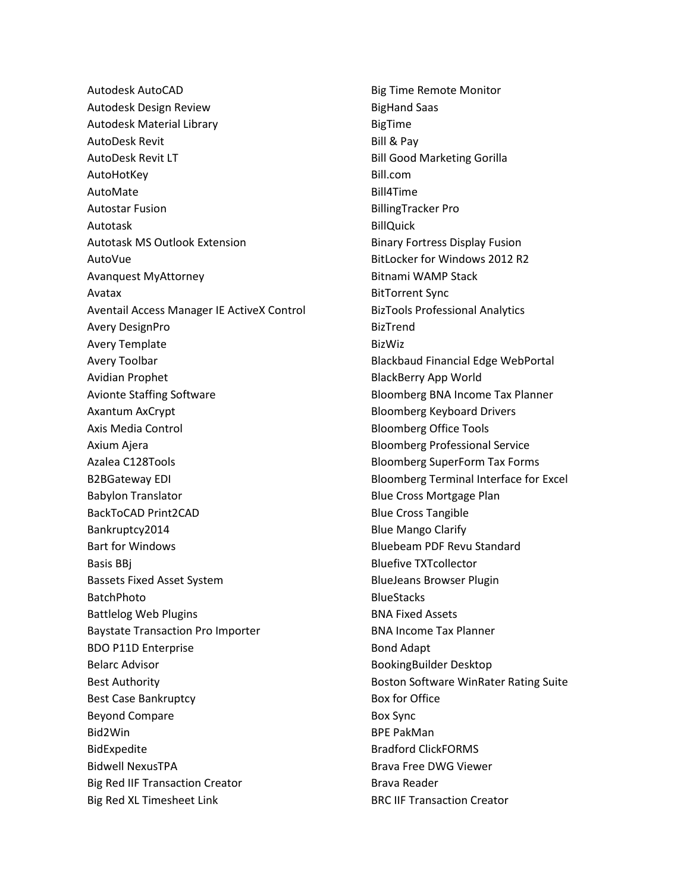Autodesk AutoCAD
Autodesk Design Review
Autodesk Material Library
AutoDesk Revit
AutoDesk Revit LT
AutoHotKey
AutoMate
Autostar Fusion
Autotask
Autotask MS Outlook Extension
AutoVue
Avanquest MyAttorney
Avatax
Aventail Access Manager IE ActiveX Control
Avery DesignPro
Avery Template
Avery Toolbar
Avidian Prophet
Avionte Staffing Software
Axantum AxCrypt
Axis Media Control
Axium Ajera
Azalea C128Tools
B2BGateway EDI
Babylon Translator
BackToCAD Print2CAD
Bankruptcy2014
Bart for Windows
Basis BBj
Bassets Fixed Asset System
BatchPhoto
Battlelog Web Plugins
Baystate Transaction Pro Importer
BDO P11D Enterprise
Belarc Advisor
Best Authority
Best Case Bankruptcy
Beyond Compare
Bid2Win
BidExpedite
Bidwell NexusTPA
Big Red IIF Transaction Creator
Big Red XL Timesheet Link
Big Time Remote Monitor
BigHand Saas
BigTime
Bill & Pay
Bill Good Marketing Gorilla
Bill.com
Bill4Time
BillingTracker Pro
BillQuick
Binary Fortress Display Fusion
BitLocker for Windows 2012 R2
Bitnami WAMP Stack
BitTorrent Sync
BizTools Professional Analytics
BizTrend
BizWiz
Blackbaud Financial Edge WebPortal
BlackBerry App World
Bloomberg BNA Income Tax Planner
Bloomberg Keyboard Drivers
Bloomberg Office Tools
Bloomberg Professional Service
Bloomberg SuperForm Tax Forms
Bloomberg Terminal Interface for Excel
Blue Cross Mortgage Plan
Blue Cross Tangible
Blue Mango Clarify
Bluebeam PDF Revu Standard
Bluefive TXTcollector
BlueJeans Browser Plugin
BlueStacks
BNA Fixed Assets
BNA Income Tax Planner
Bond Adapt
BookingBuilder Desktop
Boston Software WinRater Rating Suite
Box for Office
Box Sync
BPE PakMan
Bradford ClickFORMS
Brava Free DWG Viewer
Brava Reader
BRC IIF Transaction Creator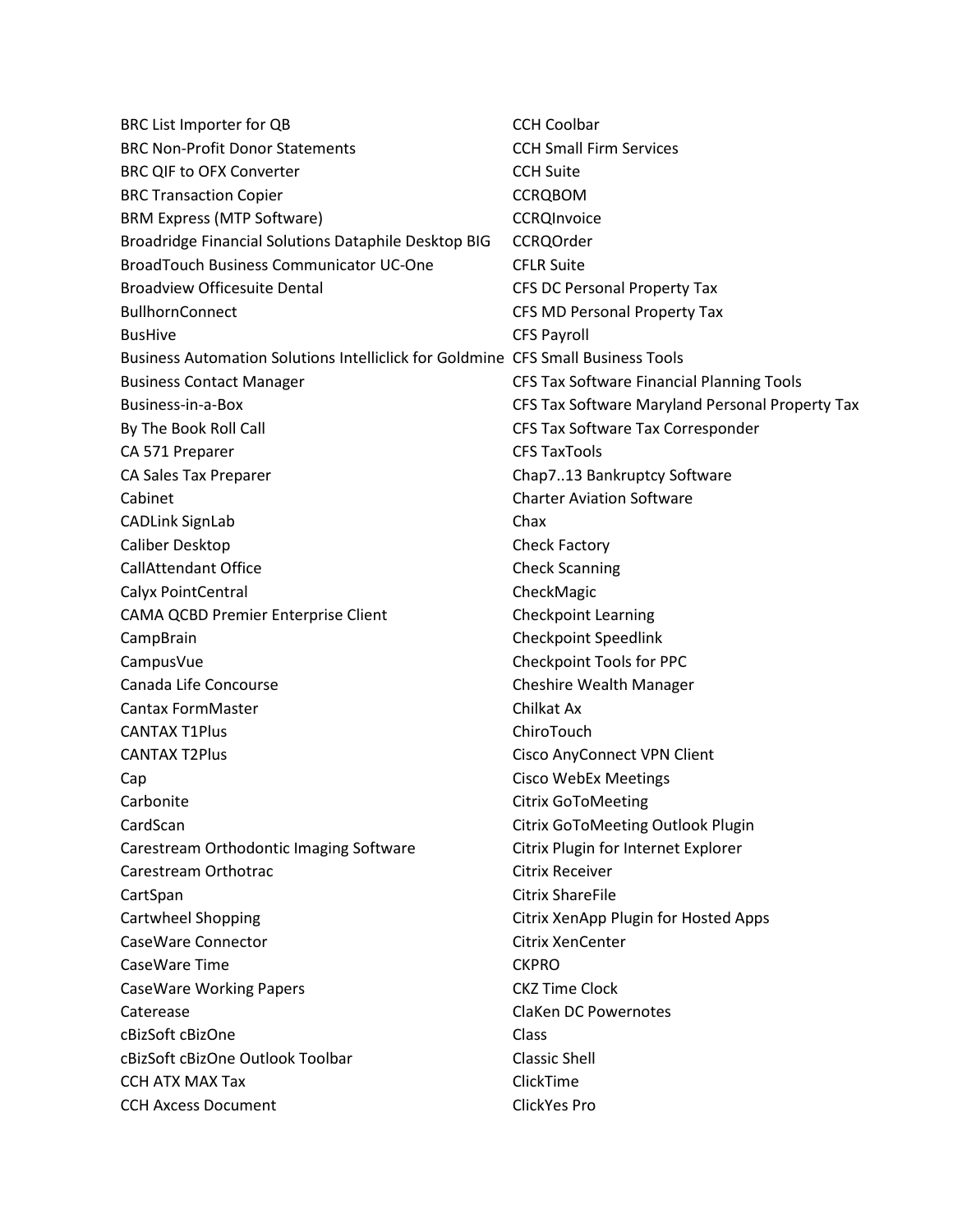BRC List Importer for QB
BRC Non-Profit Donor Statements
BRC QIF to OFX Converter
BRC Transaction Copier
BRM Express (MTP Software)
Broadridge Financial Solutions Dataphile Desktop BIG
BroadTouch Business Communicator UC-One
Broadview Officesuite Dental
BullhornConnect
BusHive
Business Automation Solutions Intelliclick for Goldmine
Business Contact Manager
Business-in-a-Box
By The Book Roll Call
CA 571 Preparer
CA Sales Tax Preparer
Cabinet
CADLink SignLab
Caliber Desktop
CallAttendant Office
Calyx PointCentral
CAMA QCBD Premier Enterprise Client
CampBrain
CampusVue
Canada Life Concourse
Cantax FormMaster
CANTAX T1Plus
CANTAX T2Plus
Cap
Carbonite
CardScan
Carestream Orthodontic Imaging Software
Carestream Orthotrac
CartSpan
Cartwheel Shopping
CaseWare Connector
CaseWare Time
CaseWare Working Papers
Caterease
cBizSoft cBizOne
cBizSoft cBizOne Outlook Toolbar
CCH ATX MAX Tax
CCH Axcess Document
CCH Coolbar
CCH Small Firm Services
CCH Suite
CCRQBOM
CCRQInvoice
CCRQOrder
CFLR Suite
CFS DC Personal Property Tax
CFS MD Personal Property Tax
CFS Payroll
CFS Small Business Tools
CFS Tax Software Financial Planning Tools
CFS Tax Software Maryland Personal Property Tax
CFS Tax Software Tax Corresponder
CFS TaxTools
Chap7..13 Bankruptcy Software
Charter Aviation Software
Chax
Check Factory
Check Scanning
CheckMagic
Checkpoint Learning
Checkpoint Speedlink
Checkpoint Tools for PPC
Cheshire Wealth Manager
Chilkat Ax
ChiroTouch
Cisco AnyConnect VPN Client
Cisco WebEx Meetings
Citrix GoToMeeting
Citrix GoToMeeting Outlook Plugin
Citrix Plugin for Internet Explorer
Citrix Receiver
Citrix ShareFile
Citrix XenApp Plugin for Hosted Apps
Citrix XenCenter
CKPRO
CKZ Time Clock
ClaKen DC Powernotes
Class
Classic Shell
ClickTime
ClickYes Pro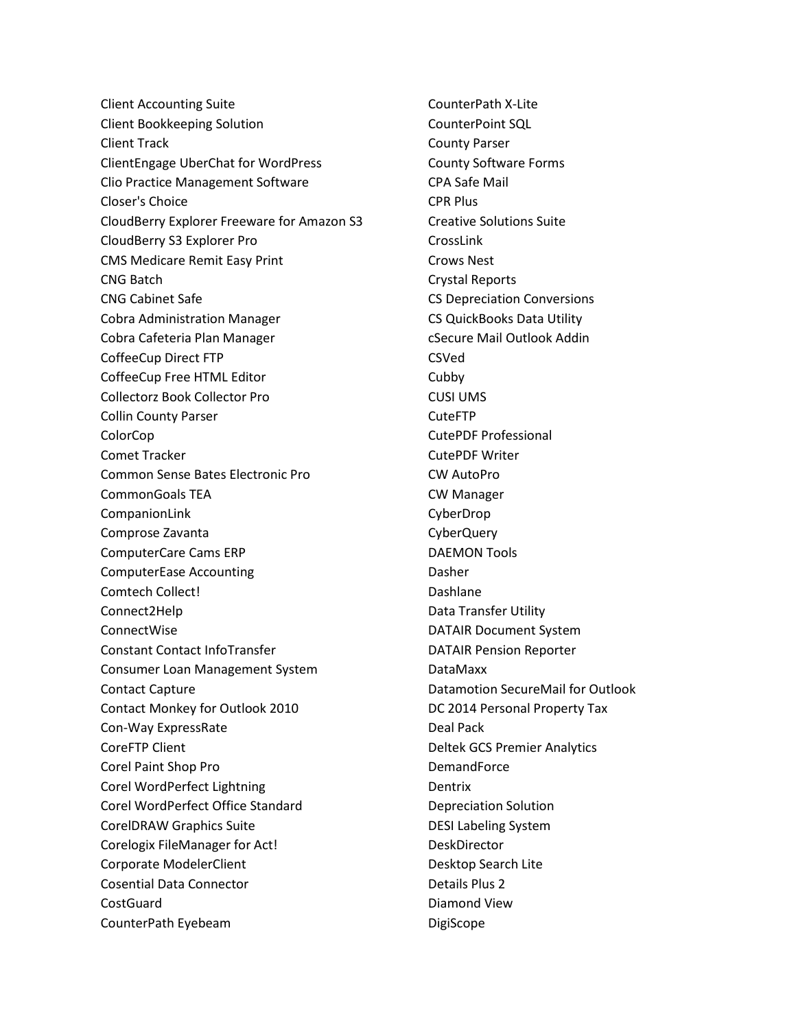Client Accounting Suite
Client Bookkeeping Solution
Client Track
ClientEngage UberChat for WordPress
Clio Practice Management Software
Closer's Choice
CloudBerry Explorer Freeware for Amazon S3
CloudBerry S3 Explorer Pro
CMS Medicare Remit Easy Print
CNG Batch
CNG Cabinet Safe
Cobra Administration Manager
Cobra Cafeteria Plan Manager
CoffeeCup Direct FTP
CoffeeCup Free HTML Editor
Collectorz Book Collector Pro
Collin County Parser
ColorCop
Comet Tracker
Common Sense Bates Electronic Pro
CommonGoals TEA
CompanionLink
Comprose Zavanta
ComputerCare Cams ERP
ComputerEase Accounting
Comtech Collect!
Connect2Help
ConnectWise
Constant Contact InfoTransfer
Consumer Loan Management System
Contact Capture
Contact Monkey for Outlook 2010
Con-Way ExpressRate
CoreFTP Client
Corel Paint Shop Pro
Corel WordPerfect Lightning
Corel WordPerfect Office Standard
CorelDRAW Graphics Suite
Corelogix FileManager for Act!
Corporate ModelerClient
Cosential Data Connector
CostGuard
CounterPath Eyebeam
CounterPath X-Lite
CounterPoint SQL
County Parser
County Software Forms
CPA Safe Mail
CPR Plus
Creative Solutions Suite
CrossLink
Crows Nest
Crystal Reports
CS Depreciation Conversions
CS QuickBooks Data Utility
cSecure Mail Outlook Addin
CSVed
Cubby
CUSI UMS
CuteFTP
CutePDF Professional
CutePDF Writer
CW AutoPro
CW Manager
CyberDrop
CyberQuery
DAEMON Tools
Dasher
Dashlane
Data Transfer Utility
DATAIR Document System
DATAIR Pension Reporter
DataMaxx
Datamotion SecureMail for Outlook
DC 2014 Personal Property Tax
Deal Pack
Deltek GCS Premier Analytics
DemandForce
Dentrix
Depreciation Solution
DESI Labeling System
DeskDirector
Desktop Search Lite
Details Plus 2
Diamond View
DigiScope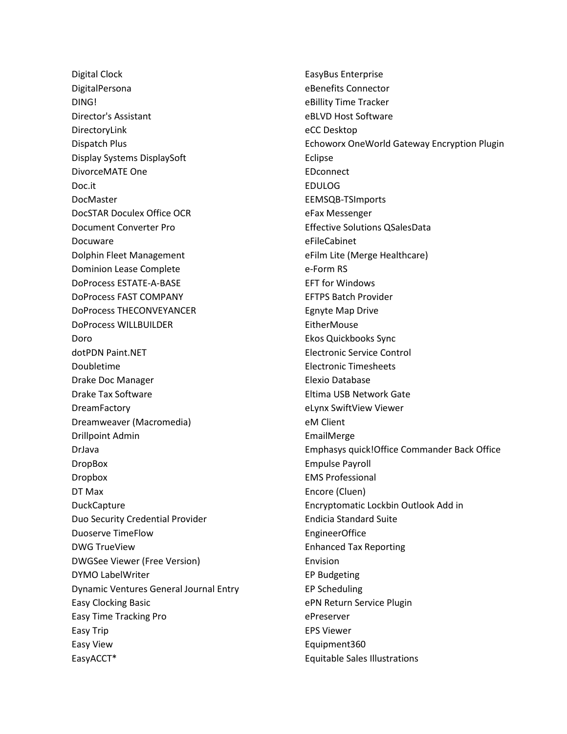Digital Clock
DigitalPersona
DING!
Director's Assistant
DirectoryLink
Dispatch Plus
Display Systems DisplaySoft
DivorceMATE One
Doc.it
DocMaster
DocSTAR Doculex Office OCR
Document Converter Pro
Docuware
Dolphin Fleet Management
Dominion Lease Complete
DoProcess ESTATE-A-BASE
DoProcess FAST COMPANY
DoProcess THECONVEYANCER
DoProcess WILLBUILDER
Doro
dotPDN Paint.NET
Doubletime
Drake Doc Manager
Drake Tax Software
DreamFactory
Dreamweaver (Macromedia)
Drillpoint Admin
DrJava
DropBox
Dropbox
DT Max
DuckCapture
Duo Security Credential Provider
Duoserve TimeFlow
DWG TrueView
DWGSee Viewer (Free Version)
DYMO LabelWriter
Dynamic Ventures General Journal Entry
Easy Clocking Basic
Easy Time Tracking Pro
Easy Trip
Easy View
EasyACCT*
EasyBus Enterprise
eBenefits Connector
eBillity Time Tracker
eBLVD Host Software
eCC Desktop
Echoworx OneWorld Gateway Encryption Plugin
Eclipse
EDconnect
EDULOG
EEMSQB-TSImports
eFax Messenger
Effective Solutions QSalesData
eFileCabinet
eFilm Lite (Merge Healthcare)
e-Form RS
EFT for Windows
EFTPS Batch Provider
Egnyte Map Drive
EitherMouse
Ekos Quickbooks Sync
Electronic Service Control
Electronic Timesheets
Elexio Database
Eltima USB Network Gate
eLynx SwiftView Viewer
eM Client
EmailMerge
Emphasys quick!Office Commander Back Office
Empulse Payroll
EMS Professional
Encore (Cluen)
Encryptomatic Lockbin Outlook Add in
Endicia Standard Suite
EngineerOffice
Enhanced Tax Reporting
Envision
EP Budgeting
EP Scheduling
ePN Return Service Plugin
ePreserver
EPS Viewer
Equipment360
Equitable Sales Illustrations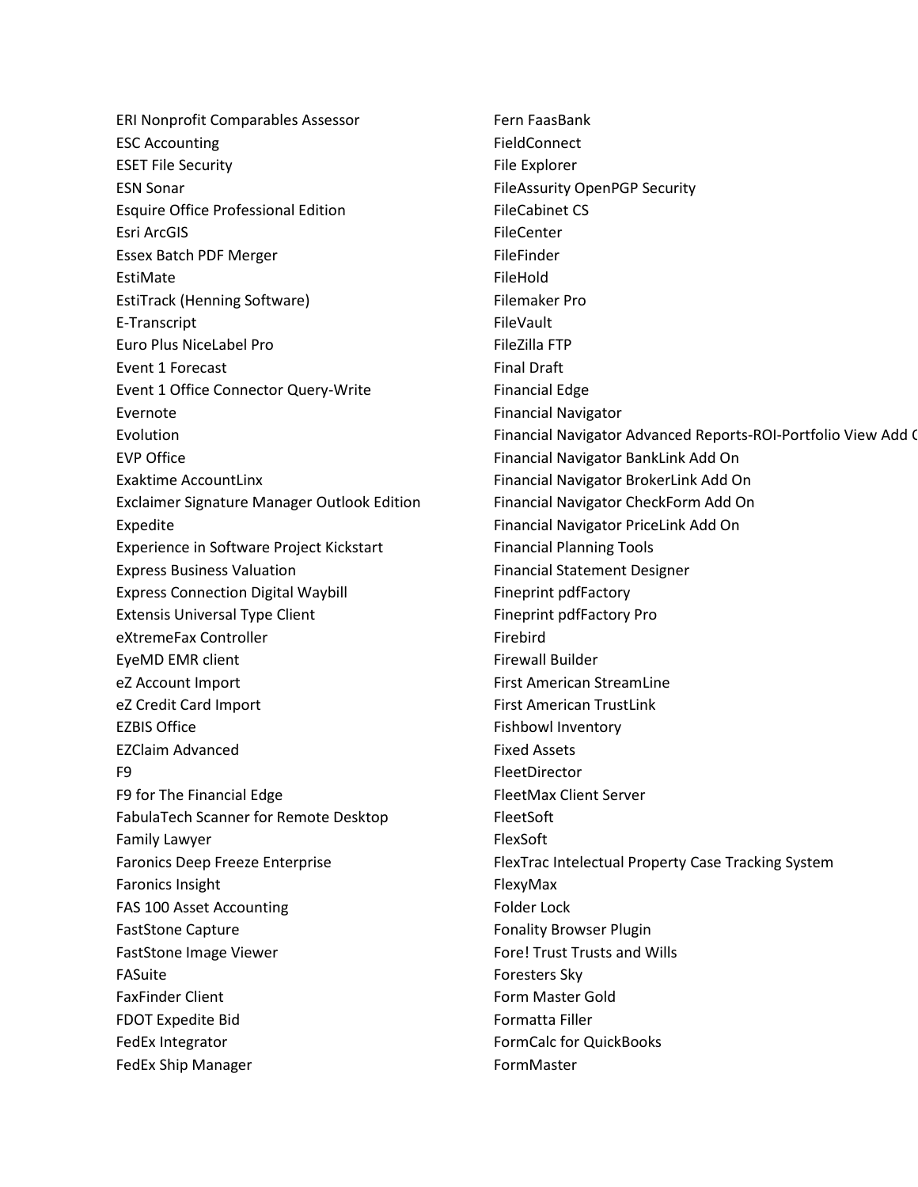ERI Nonprofit Comparables Assessor
ESC Accounting
ESET File Security
ESN Sonar
Esquire Office Professional Edition
Esri ArcGIS
Essex Batch PDF Merger
EstiMate
EstiTrack (Henning Software)
E-Transcript
Euro Plus NiceLabel Pro
Event 1 Forecast
Event 1 Office Connector Query-Write
Evernote
Evolution
EVP Office
Exaktime AccountLinx
Exclaimer Signature Manager Outlook Edition
Expedite
Experience in Software Project Kickstart
Express Business Valuation
Express Connection Digital Waybill
Extensis Universal Type Client
eXtremeFax Controller
EyeMD EMR client
eZ Account Import
eZ Credit Card Import
EZBIS Office
EZClaim Advanced
F9
F9 for The Financial Edge
FabulaTech Scanner for Remote Desktop
Family Lawyer
Faronics Deep Freeze Enterprise
Faronics Insight
FAS 100 Asset Accounting
FastStone Capture
FastStone Image Viewer
FASuite
FaxFinder Client
FDOT Expedite Bid
FedEx Integrator
FedEx Ship Manager
Fern FaasBank
FieldConnect
File Explorer
FileAssurity OpenPGP Security
FileCabinet CS
FileCenter
FileFinder
FileHold
Filemaker Pro
FileVault
FileZilla FTP
Final Draft
Financial Edge
Financial Navigator
Financial Navigator Advanced Reports-ROI-Portfolio View Add O
Financial Navigator BankLink Add On
Financial Navigator BrokerLink Add On
Financial Navigator CheckForm Add On
Financial Navigator PriceLink Add On
Financial Planning Tools
Financial Statement Designer
Fineprint pdfFactory
Fineprint pdfFactory Pro
Firebird
Firewall Builder
First American StreamLine
First American TrustLink
Fishbowl Inventory
Fixed Assets
FleetDirector
FleetMax Client Server
FleetSoft
FlexSoft
FlexTrac Intelectual Property Case Tracking System
FlexyMax
Folder Lock
Fonality Browser Plugin
Fore! Trust Trusts and Wills
Foresters Sky
Form Master Gold
Formatta Filler
FormCalc for QuickBooks
FormMaster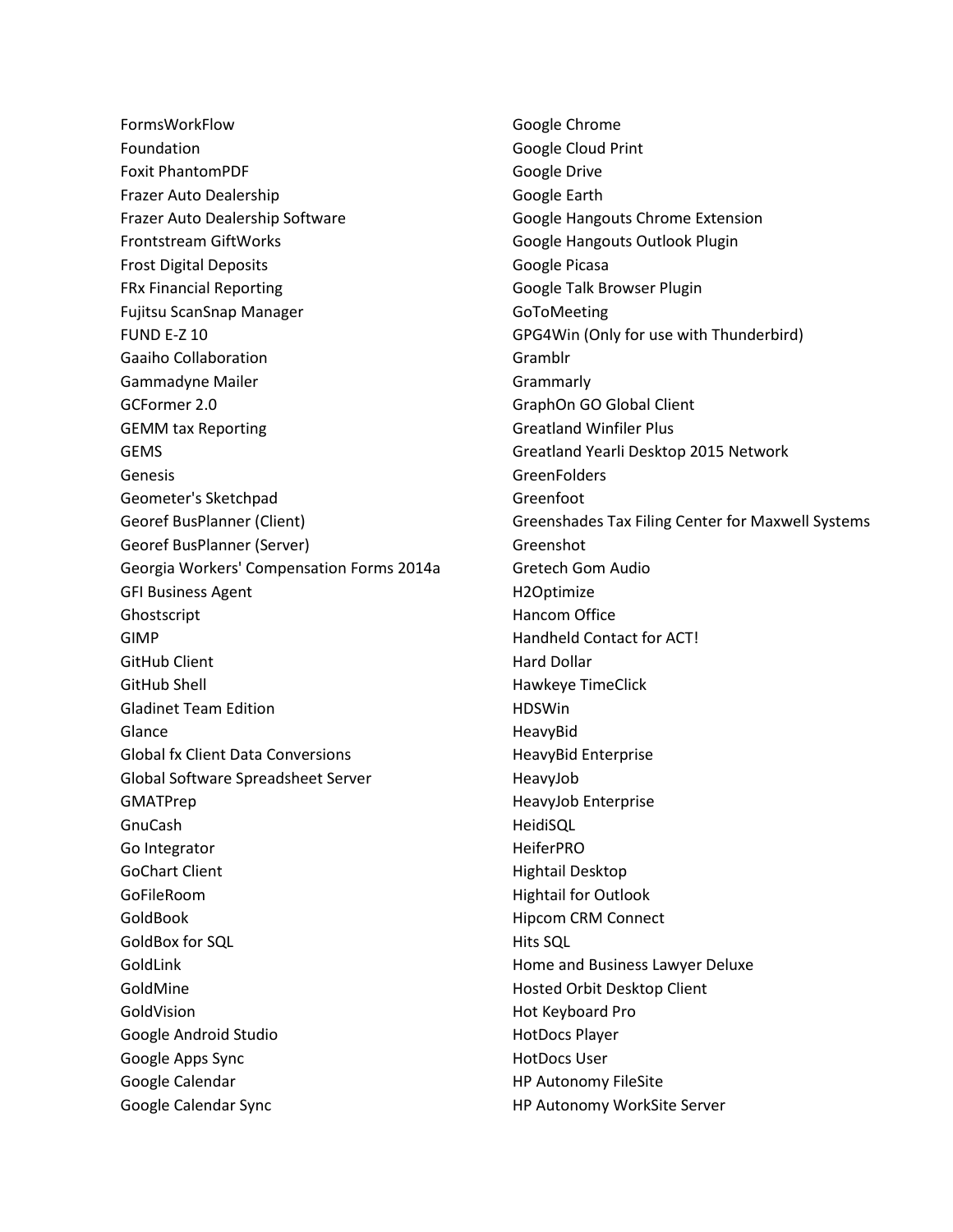FormsWorkFlow
Foundation
Foxit PhantomPDF
Frazer Auto Dealership
Frazer Auto Dealership Software
Frontstream GiftWorks
Frost Digital Deposits
FRx Financial Reporting
Fujitsu ScanSnap Manager
FUND E-Z 10
Gaaiho Collaboration
Gammadyne Mailer
GCFormer 2.0
GEMM tax Reporting
GEMS
Genesis
Geometer's Sketchpad
Georef BusPlanner (Client)
Georef BusPlanner (Server)
Georgia Workers' Compensation Forms 2014a
GFI Business Agent
Ghostscript
GIMP
GitHub Client
GitHub Shell
Gladinet Team Edition
Glance
Global fx Client Data Conversions
Global Software Spreadsheet Server
GMATPrep
GnuCash
Go Integrator
GoChart Client
GoFileRoom
GoldBook
GoldBox for SQL
GoldLink
GoldMine
GoldVision
Google Android Studio
Google Apps Sync
Google Calendar
Google Calendar Sync
Google Chrome
Google Cloud Print
Google Drive
Google Earth
Google Hangouts Chrome Extension
Google Hangouts Outlook Plugin
Google Picasa
Google Talk Browser Plugin
GoToMeeting
GPG4Win (Only for use with Thunderbird)
Gramblr
Grammarly
GraphOn GO Global Client
Greatland Winfiler Plus
Greatland Yearli Desktop 2015 Network
GreenFolders
Greenfoot
Greenshades Tax Filing Center for Maxwell Systems
Greenshot
Gretech Gom Audio
H2Optimize
Hancom Office
Handheld Contact for ACT!
Hard Dollar
Hawkeye TimeClick
HDSWin
HeavyBid
HeavyBid Enterprise
HeavyJob
HeavyJob Enterprise
HeidiSQL
HeiferPRO
Hightail Desktop
Hightail for Outlook
Hipcom CRM Connect
Hits SQL
Home and Business Lawyer Deluxe
Hosted Orbit Desktop Client
Hot Keyboard Pro
HotDocs Player
HotDocs User
HP Autonomy FileSite
HP Autonomy WorkSite Server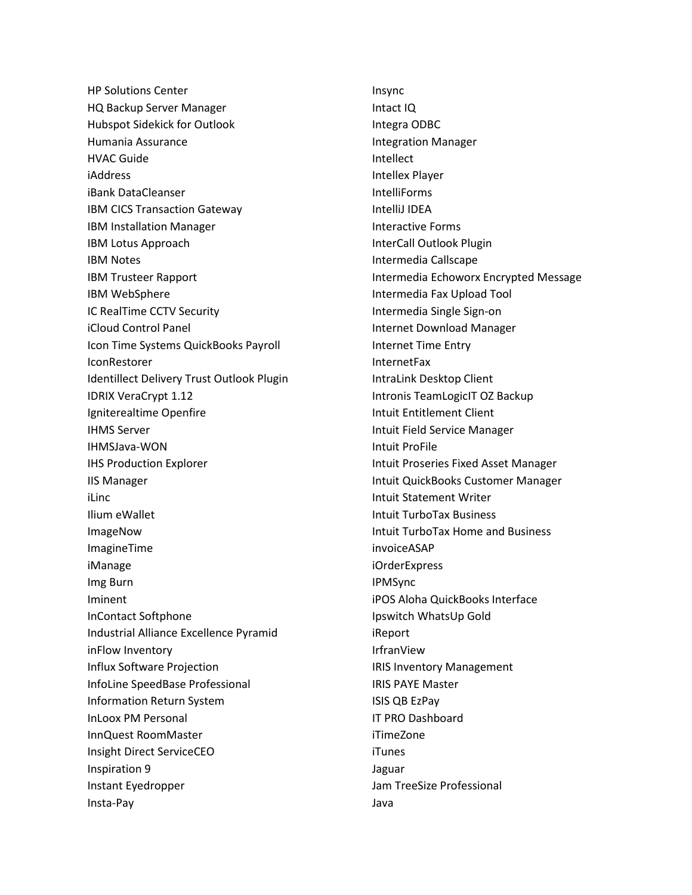HP Solutions Center
HQ Backup Server Manager
Hubspot Sidekick for Outlook
Humania Assurance
HVAC Guide
iAddress
iBank DataCleanser
IBM CICS Transaction Gateway
IBM Installation Manager
IBM Lotus Approach
IBM Notes
IBM Trusteer Rapport
IBM WebSphere
IC RealTime CCTV Security
iCloud Control Panel
Icon Time Systems QuickBooks Payroll
IconRestorer
Identillect Delivery Trust Outlook Plugin
IDRIX VeraCrypt 1.12
Igniterealtime Openfire
IHMS Server
IHMSJava-WON
IHS Production Explorer
IIS Manager
iLinc
Ilium eWallet
ImageNow
ImagineTime
iManage
Img Burn
Iminent
InContact Softphone
Industrial Alliance Excellence Pyramid
inFlow Inventory
Influx Software Projection
InfoLine SpeedBase Professional
Information Return System
InLoox PM Personal
InnQuest RoomMaster
Insight Direct ServiceCEO
Inspiration 9
Instant Eyedropper
Insta-Pay
Insync
Intact IQ
Integra ODBC
Integration Manager
Intellect
Intellex Player
IntelliForms
IntelliJ IDEA
Interactive Forms
InterCall Outlook Plugin
Intermedia Callscape
Intermedia Echoworx Encrypted Message
Intermedia Fax Upload Tool
Intermedia Single Sign-on
Internet Download Manager
Internet Time Entry
InternetFax
IntraLink Desktop Client
Intronis TeamLogicIT OZ Backup
Intuit Entitlement Client
Intuit Field Service Manager
Intuit ProFile
Intuit Proseries Fixed Asset Manager
Intuit QuickBooks Customer Manager
Intuit Statement Writer
Intuit TurboTax Business
Intuit TurboTax Home and Business
invoiceASAP
iOrderExpress
IPMSync
iPOS Aloha QuickBooks Interface
Ipswitch WhatsUp Gold
iReport
IrfranView
IRIS Inventory Management
IRIS PAYE Master
ISIS QB EzPay
IT PRO Dashboard
iTimeZone
iTunes
Jaguar
Jam TreeSize Professional
Java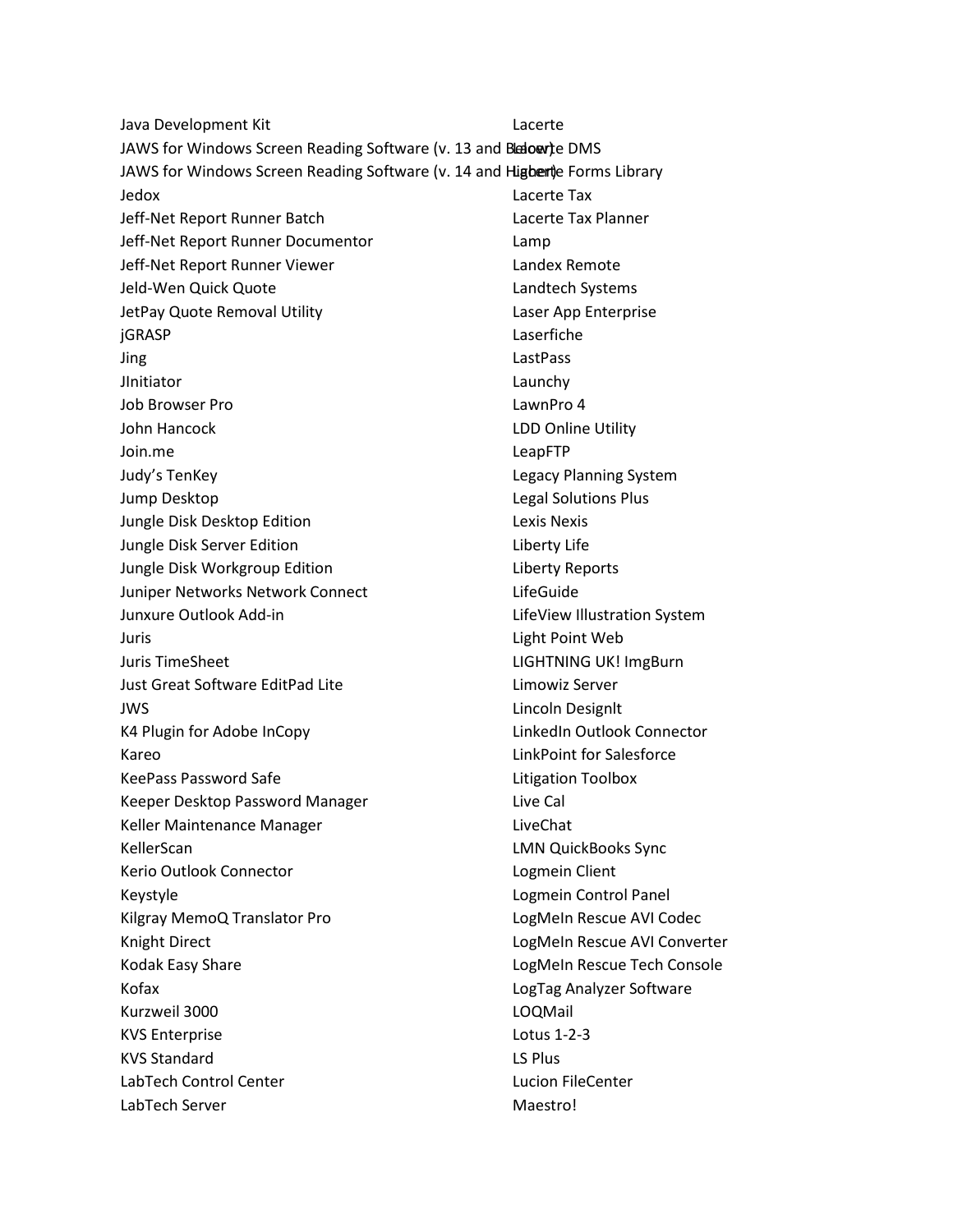Java Development Kit
JAWS for Windows Screen Reading Software (v. 13 and Below)
JAWS for Windows Screen Reading Software (v. 14 and Higher)
Jedox
Jeff-Net Report Runner Batch
Jeff-Net Report Runner Documentor
Jeff-Net Report Runner Viewer
Jeld-Wen Quick Quote
JetPay Quote Removal Utility
jGRASP
Jing
JInitiator
Job Browser Pro
John Hancock
Join.me
Judy's TenKey
Jump Desktop
Jungle Disk Desktop Edition
Jungle Disk Server Edition
Jungle Disk Workgroup Edition
Juniper Networks Network Connect
Junxure Outlook Add-in
Juris
Juris TimeSheet
Just Great Software EditPad Lite
JWS
K4 Plugin for Adobe InCopy
Kareo
KeePass Password Safe
Keeper Desktop Password Manager
Keller Maintenance Manager
KellerScan
Kerio Outlook Connector
Keystyle
Kilgray MemoQ Translator Pro
Knight Direct
Kodak Easy Share
Kofax
Kurzweil 3000
KVS Enterprise
KVS Standard
LabTech Control Center
LabTech Server
Lacerte
Lacerte DMS
Lacerte Forms Library
Lacerte Tax
Lacerte Tax Planner
Lamp
Landex Remote
Landtech Systems
Laser App Enterprise
Laserfiche
LastPass
Launchy
LawnPro 4
LDD Online Utility
LeapFTP
Legacy Planning System
Legal Solutions Plus
Lexis Nexis
Liberty Life
Liberty Reports
LifeGuide
LifeView Illustration System
Light Point Web
LIGHTNING UK! ImgBurn
Limowiz Server
Lincoln DesignIt
LinkedIn Outlook Connector
LinkPoint for Salesforce
Litigation Toolbox
Live Cal
LiveChat
LMN QuickBooks Sync
Logmein Client
Logmein Control Panel
LogMeIn Rescue AVI Codec
LogMeIn Rescue AVI Converter
LogMeIn Rescue Tech Console
LogTag Analyzer Software
LOQMail
Lotus 1-2-3
LS Plus
Lucion FileCenter
Maestro!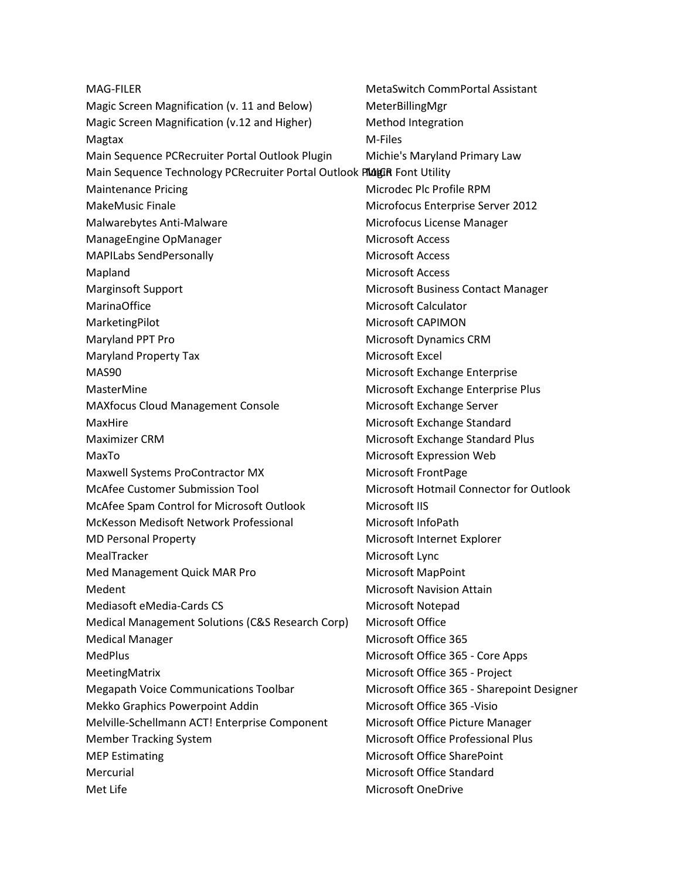MAG-FILER
Magic Screen Magnification (v. 11 and Below)
Magic Screen Magnification (v.12 and Higher)
Magtax
Main Sequence PCRecruiter Portal Outlook Plugin
Main Sequence Technology PCRecruiter Portal Outlook Plugin
Maintenance Pricing
MakeMusic Finale
Malwarebytes Anti-Malware
ManageEngine OpManager
MAPILabs SendPersonally
Mapland
Marginsoft Support
MarinaOffice
MarketingPilot
Maryland PPT Pro
Maryland Property Tax
MAS90
MasterMine
MAXfocus Cloud Management Console
MaxHire
Maximizer CRM
MaxTo
Maxwell Systems ProContractor MX
McAfee Customer Submission Tool
McAfee Spam Control for Microsoft Outlook
McKesson Medisoft Network Professional
MD Personal Property
MealTracker
Med Management Quick MAR Pro
Medent
Mediasoft eMedia-Cards CS
Medical Management Solutions (C&S Research Corp)
Medical Manager
MedPlus
MeetingMatrix
Megapath Voice Communications Toolbar
Mekko Graphics Powerpoint Addin
Melville-Schellmann ACT! Enterprise Component
Member Tracking System
MEP Estimating
Mercurial
Met Life
MetaSwitch CommPortal Assistant
MeterBillingMgr
Method Integration
M-Files
Michie's Maryland Primary Law
MICR Font Utility
Microdec Plc Profile RPM
Microfocus Enterprise Server 2012
Microfocus License Manager
Microsoft Access
Microsoft Access
Microsoft Access
Microsoft Business Contact Manager
Microsoft Calculator
Microsoft CAPIMON
Microsoft Dynamics CRM
Microsoft Excel
Microsoft Exchange Enterprise
Microsoft Exchange Enterprise Plus
Microsoft Exchange Server
Microsoft Exchange Standard
Microsoft Exchange Standard Plus
Microsoft Expression Web
Microsoft FrontPage
Microsoft Hotmail Connector for Outlook
Microsoft IIS
Microsoft InfoPath
Microsoft Internet Explorer
Microsoft Lync
Microsoft MapPoint
Microsoft Navision Attain
Microsoft Notepad
Microsoft Office
Microsoft Office 365
Microsoft Office 365 - Core Apps
Microsoft Office 365 - Project
Microsoft Office 365 - Sharepoint Designer
Microsoft Office 365 -Visio
Microsoft Office Picture Manager
Microsoft Office Professional Plus
Microsoft Office SharePoint
Microsoft Office Standard
Microsoft OneDrive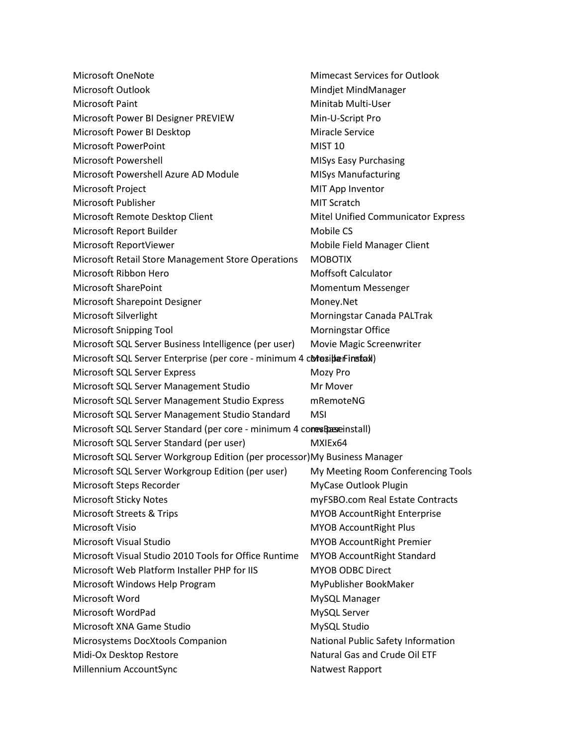Microsoft OneNote
Microsoft Outlook
Microsoft Paint
Microsoft Power BI Designer PREVIEW
Microsoft Power BI Desktop
Microsoft PowerPoint
Microsoft Powershell
Microsoft Powershell Azure AD Module
Microsoft Project
Microsoft Publisher
Microsoft Remote Desktop Client
Microsoft Report Builder
Microsoft ReportViewer
Microsoft Retail Store Management Store Operations
Microsoft Ribbon Hero
Microsoft SharePoint
Microsoft Sharepoint Designer
Microsoft Silverlight
Microsoft Snipping Tool
Microsoft SQL Server Business Intelligence (per user)
Microsoft SQL Server Enterprise (per core - minimum 4 cores per install)
Microsoft SQL Server Express
Microsoft SQL Server Management Studio
Microsoft SQL Server Management Studio Express
Microsoft SQL Server Management Studio Standard
Microsoft SQL Server Standard (per core - minimum 4 cores per install)
Microsoft SQL Server Standard (per user)
Microsoft SQL Server Workgroup Edition (per processor)
Microsoft SQL Server Workgroup Edition (per user)
Microsoft Steps Recorder
Microsoft Sticky Notes
Microsoft Streets & Trips
Microsoft Visio
Microsoft Visual Studio
Microsoft Visual Studio 2010 Tools for Office Runtime
Microsoft Web Platform Installer PHP for IIS
Microsoft Windows Help Program
Microsoft Word
Microsoft WordPad
Microsoft XNA Game Studio
Microsystems DocXtools Companion
Midi-Ox Desktop Restore
Millennium AccountSync
Mimecast Services for Outlook
Mindjet MindManager
Minitab Multi-User
Min-U-Script Pro
Miracle Service
MIST 10
MISys Easy Purchasing
MISys Manufacturing
MIT App Inventor
MIT Scratch
Mitel Unified Communicator Express
Mobile CS
Mobile Field Manager Client
MOBOTIX
Moffsoft Calculator
Momentum Messenger
Money.Net
Morningstar Canada PALTrak
Morningstar Office
Movie Magic Screenwriter
Mozilla Firefox
Mozy Pro
Mr Mover
mRemoteNG
MSI
mvBase
MXIEx64
My Business Manager
My Meeting Room Conferencing Tools
MyCase Outlook Plugin
myFSBO.com Real Estate Contracts
MYOB AccountRight Enterprise
MYOB AccountRight Plus
MYOB AccountRight Premier
MYOB AccountRight Standard
MYOB ODBC Direct
MyPublisher BookMaker
MySQL Manager
MySQL Server
MySQL Studio
National Public Safety Information
Natural Gas and Crude Oil ETF
Natwest Rapport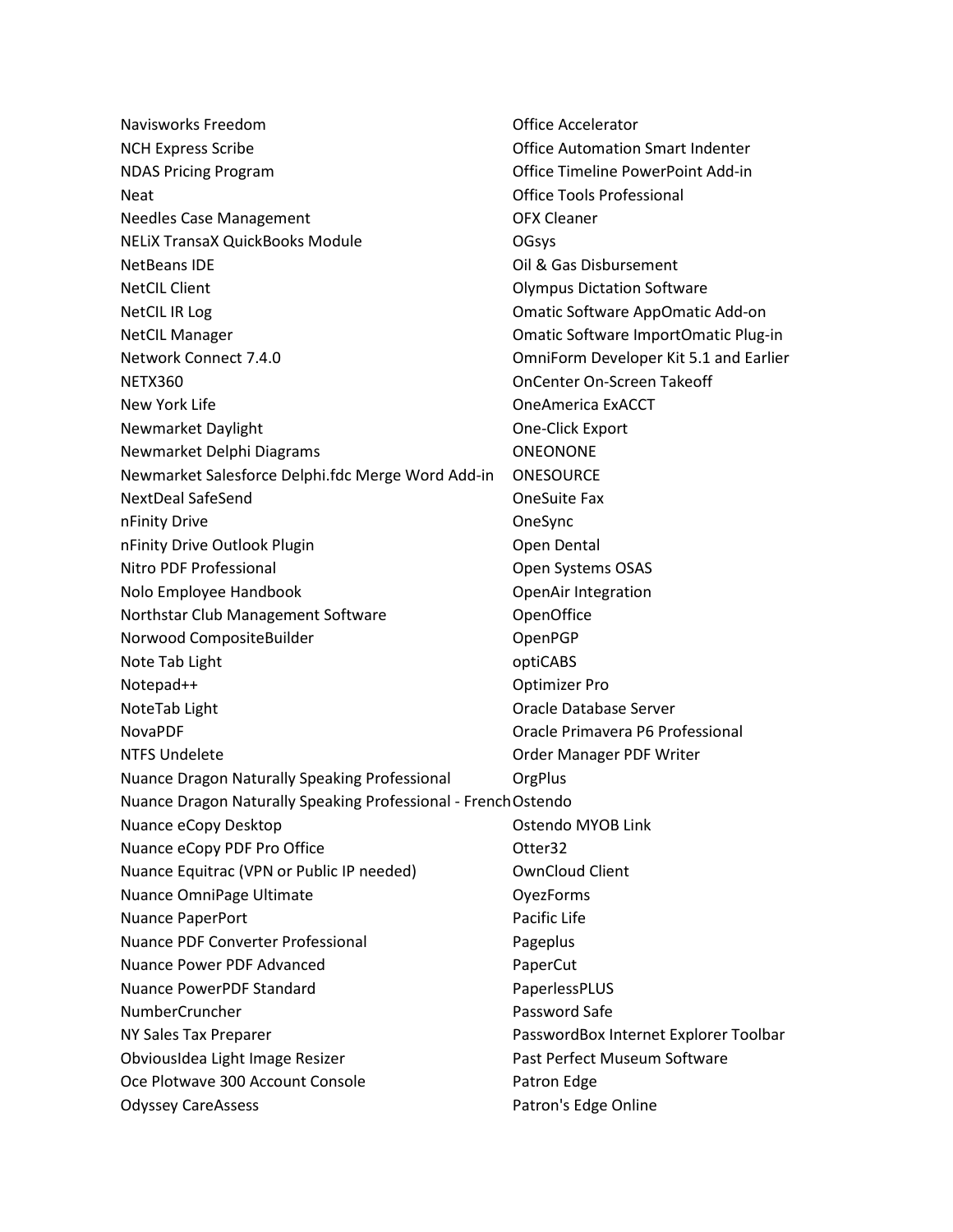Navisworks Freedom
NCH Express Scribe
NDAS Pricing Program
Neat
Needles Case Management
NELiX TransaX QuickBooks Module
NetBeans IDE
NetCIL Client
NetCIL IR Log
NetCIL Manager
Network Connect 7.4.0
NETX360
New York Life
Newmarket Daylight
Newmarket Delphi Diagrams
Newmarket Salesforce Delphi.fdc Merge Word Add-in
NextDeal SafeSend
nFinity Drive
nFinity Drive Outlook Plugin
Nitro PDF Professional
Nolo Employee Handbook
Northstar Club Management Software
Norwood CompositeBuilder
Note Tab Light
Notepad++
NoteTab Light
NovaPDF
NTFS Undelete
Nuance Dragon Naturally Speaking Professional
Nuance Dragon Naturally Speaking Professional - French
Nuance eCopy Desktop
Nuance eCopy PDF Pro Office
Nuance Equitrac (VPN or Public IP needed)
Nuance OmniPage Ultimate
Nuance PaperPort
Nuance PDF Converter Professional
Nuance Power PDF Advanced
Nuance PowerPDF Standard
NumberCruncher
NY Sales Tax Preparer
ObviousIdea Light Image Resizer
Oce Plotwave 300 Account Console
Odyssey CareAssess
Office Accelerator
Office Automation Smart Indenter
Office Timeline PowerPoint Add-in
Office Tools Professional
OFX Cleaner
OGsys
Oil & Gas Disbursement
Olympus Dictation Software
Omatic Software AppOmatic Add-on
Omatic Software ImportOmatic Plug-in
OmniForm Developer Kit 5.1 and Earlier
OnCenter On-Screen Takeoff
OneAmerica ExACCT
One-Click Export
ONEONONE
ONESOURCE
OneSuite Fax
OneSync
Open Dental
Open Systems OSAS
OpenAir Integration
OpenOffice
OpenPGP
optiCABS
Optimizer Pro
Oracle Database Server
Oracle Primavera P6 Professional
Order Manager PDF Writer
OrgPlus
Ostendo
Ostendo MYOB Link
Otter32
OwnCloud Client
OyezForms
Pacific Life
Pageplus
PaperCut
PaperlessPLUS
Password Safe
PasswordBox Internet Explorer Toolbar
Past Perfect Museum Software
Patron Edge
Patron's Edge Online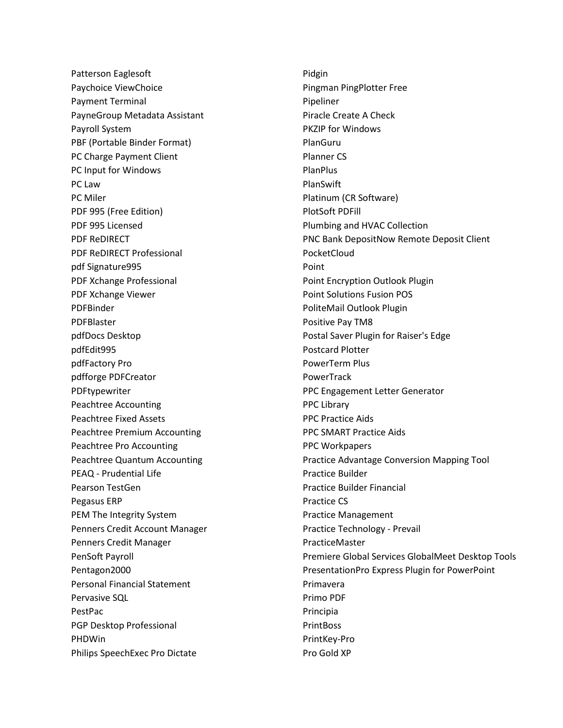Patterson Eaglesoft
Paychoice ViewChoice
Payment Terminal
PayneGroup Metadata Assistant
Payroll System
PBF (Portable Binder Format)
PC Charge Payment Client
PC Input for Windows
PC Law
PC Miler
PDF 995 (Free Edition)
PDF 995 Licensed
PDF ReDIRECT
PDF ReDIRECT Professional
pdf Signature995
PDF Xchange Professional
PDF Xchange Viewer
PDFBinder
PDFBlaster
pdfDocs Desktop
pdfEdit995
pdfFactory Pro
pdfforge PDFCreator
PDFtypewriter
Peachtree Accounting
Peachtree Fixed Assets
Peachtree Premium Accounting
Peachtree Pro Accounting
Peachtree Quantum Accounting
PEAQ - Prudential Life
Pearson TestGen
Pegasus ERP
PEM The Integrity System
Penners Credit Account Manager
Penners Credit Manager
PenSoft Payroll
Pentagon2000
Personal Financial Statement
Pervasive SQL
PestPac
PGP Desktop Professional
PHDWin
Philips SpeechExec Pro Dictate
Pidgin
Pingman PingPlotter Free
Pipeliner
Piracle Create A Check
PKZIP for Windows
PlanGuru
Planner CS
PlanPlus
PlanSwift
Platinum (CR Software)
PlotSoft PDFill
Plumbing and HVAC Collection
PNC Bank DepositNow Remote Deposit Client
PocketCloud
Point
Point Encryption Outlook Plugin
Point Solutions Fusion POS
PoliteMail Outlook Plugin
Positive Pay TM8
Postal Saver Plugin for Raiser's Edge
Postcard Plotter
PowerTerm Plus
PowerTrack
PPC Engagement Letter Generator
PPC Library
PPC Practice Aids
PPC SMART Practice Aids
PPC Workpapers
Practice Advantage Conversion Mapping Tool
Practice Builder
Practice Builder Financial
Practice CS
Practice Management
Practice Technology - Prevail
PracticeMaster
Premiere Global Services GlobalMeet Desktop Tools
PresentationPro Express Plugin for PowerPoint
Primavera
Primo PDF
Principia
PrintBoss
PrintKey-Pro
Pro Gold XP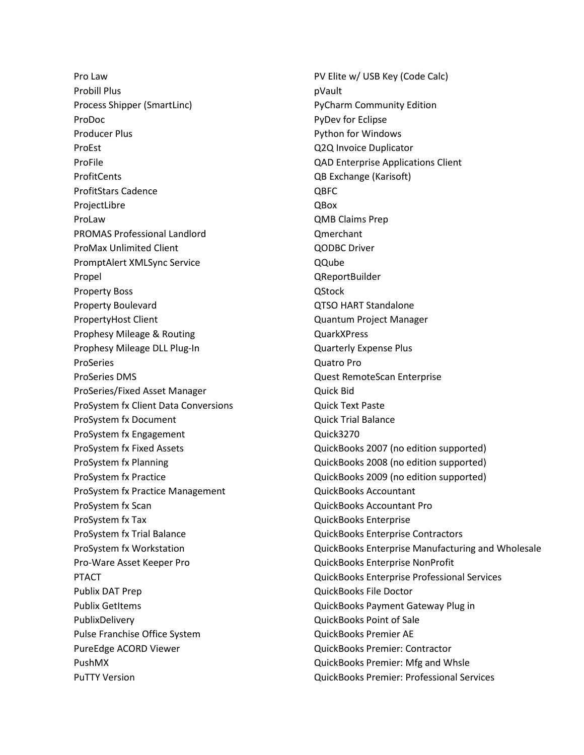Pro Law
Probill Plus
Process Shipper (SmartLinc)
ProDoc
Producer Plus
ProEst
ProFile
ProfitCents
ProfitStars Cadence
ProjectLibre
ProLaw
PROMAS Professional Landlord
ProMax Unlimited Client
PromptAlert XMLSync Service
Propel
Property Boss
Property Boulevard
PropertyHost Client
Prophesy Mileage & Routing
Prophesy Mileage DLL Plug-In
ProSeries
ProSeries DMS
ProSeries/Fixed Asset Manager
ProSystem fx Client Data Conversions
ProSystem fx Document
ProSystem fx Engagement
ProSystem fx Fixed Assets
ProSystem fx Planning
ProSystem fx Practice
ProSystem fx Practice Management
ProSystem fx Scan
ProSystem fx Tax
ProSystem fx Trial Balance
ProSystem fx Workstation
Pro-Ware Asset Keeper Pro
PTACT
Publix DAT Prep
Publix GetItems
PublixDelivery
Pulse Franchise Office System
PureEdge ACORD Viewer
PushMX
PuTTY Version
PV Elite w/ USB Key (Code Calc)
pVault
PyCharm Community Edition
PyDev for Eclipse
Python for Windows
Q2Q Invoice Duplicator
QAD Enterprise Applications Client
QB Exchange (Karisoft)
QBFC
QBox
QMB Claims Prep
Qmerchant
QODBC Driver
QQube
QReportBuilder
QStock
QTSO HART Standalone
Quantum Project Manager
QuarkXPress
Quarterly Expense Plus
Quatro Pro
Quest RemoteScan Enterprise
Quick Bid
Quick Text Paste
Quick Trial Balance
Quick3270
QuickBooks 2007 (no edition supported)
QuickBooks 2008 (no edition supported)
QuickBooks 2009 (no edition supported)
QuickBooks Accountant
QuickBooks Accountant Pro
QuickBooks Enterprise
QuickBooks Enterprise Contractors
QuickBooks Enterprise Manufacturing and Wholesale
QuickBooks Enterprise NonProfit
QuickBooks Enterprise Professional Services
QuickBooks File Doctor
QuickBooks Payment Gateway Plug in
QuickBooks Point of Sale
QuickBooks Premier AE
QuickBooks Premier: Contractor
QuickBooks Premier: Mfg and Whsle
QuickBooks Premier: Professional Services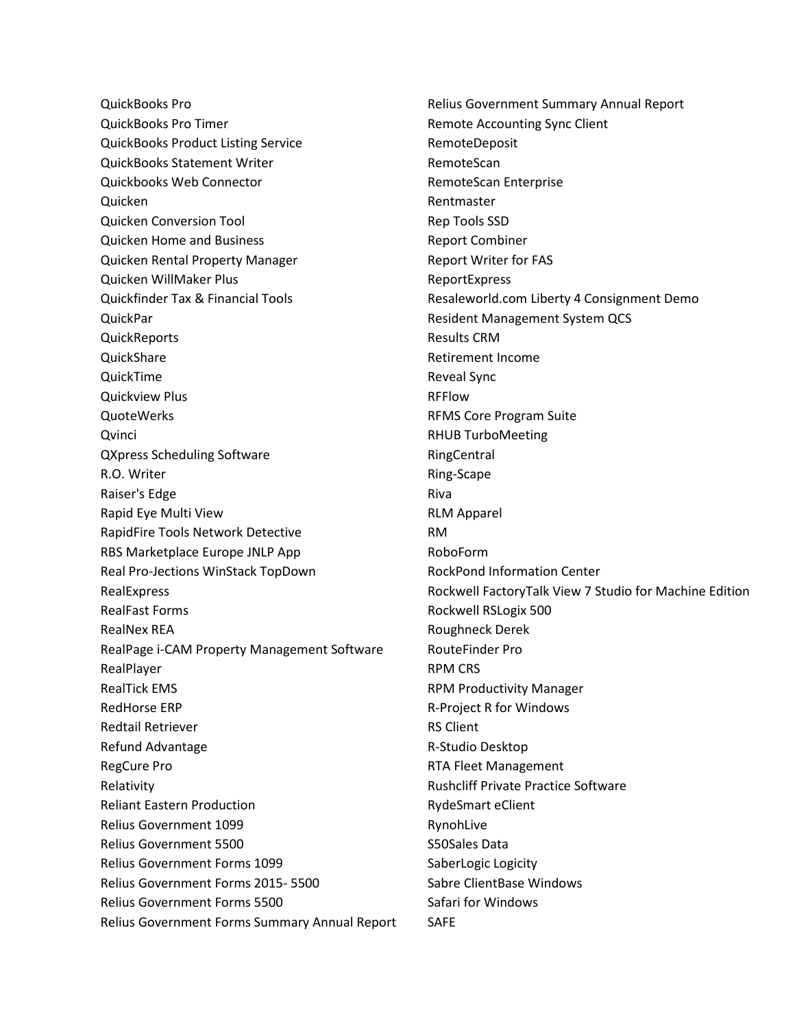QuickBooks Pro
QuickBooks Pro Timer
QuickBooks Product Listing Service
QuickBooks Statement Writer
Quickbooks Web Connector
Quicken
Quicken Conversion Tool
Quicken Home and Business
Quicken Rental Property Manager
Quicken WillMaker Plus
Quickfinder Tax & Financial Tools
QuickPar
QuickReports
QuickShare
QuickTime
Quickview Plus
QuoteWerks
Qvinci
QXpress Scheduling Software
R.O. Writer
Raiser's Edge
Rapid Eye Multi View
RapidFire Tools Network Detective
RBS Marketplace Europe JNLP App
Real Pro-Jections WinStack TopDown
RealExpress
RealFast Forms
RealNex REA
RealPage i-CAM Property Management Software
RealPlayer
RealTick EMS
RedHorse ERP
Redtail Retriever
Refund Advantage
RegCure Pro
Relativity
Reliant Eastern Production
Relius Government 1099
Relius Government 5500
Relius Government Forms 1099
Relius Government Forms 2015- 5500
Relius Government Forms 5500
Relius Government Forms Summary Annual Report
Relius Government Summary Annual Report
Remote Accounting Sync Client
RemoteDeposit
RemoteScan
RemoteScan Enterprise
Rentmaster
Rep Tools SSD
Report Combiner
Report Writer for FAS
ReportExpress
Resaleworld.com Liberty 4 Consignment Demo
Resident Management System QCS
Results CRM
Retirement Income
Reveal Sync
RFFlow
RFMS Core Program Suite
RHUB TurboMeeting
RingCentral
Ring-Scape
Riva
RLM Apparel
RM
RoboForm
RockPond Information Center
Rockwell FactoryTalk View 7 Studio for Machine Edition
Rockwell RSLogix 500
Roughneck Derek
RouteFinder Pro
RPM CRS
RPM Productivity Manager
R-Project R for Windows
RS Client
R-Studio Desktop
RTA Fleet Management
Rushcliff Private Practice Software
RydeSmart eClient
RynohLive
S50Sales Data
SaberLogic Logicity
Sabre ClientBase Windows
Safari for Windows
SAFE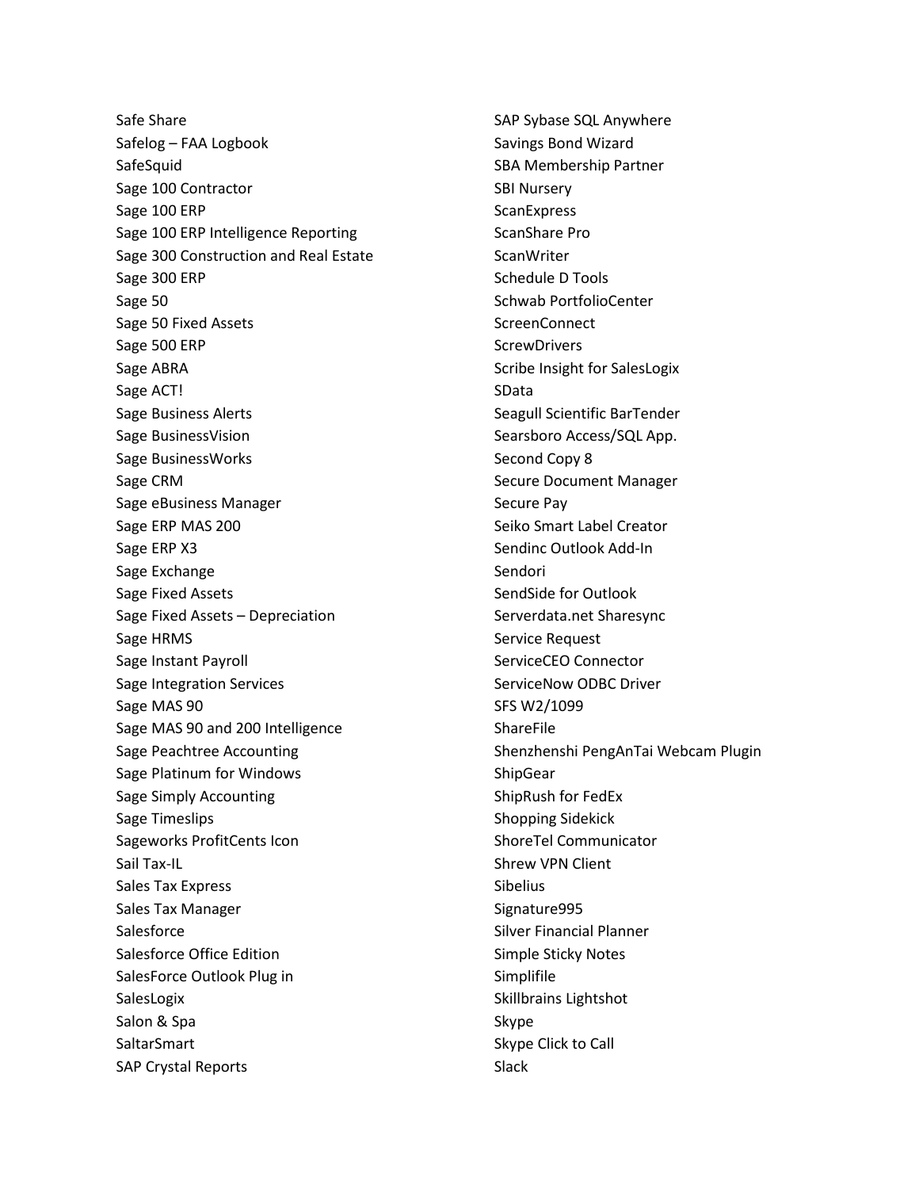Safe Share
Safelog – FAA Logbook
SafeSquid
Sage 100 Contractor
Sage 100 ERP
Sage 100 ERP Intelligence Reporting
Sage 300 Construction and Real Estate
Sage 300 ERP
Sage 50
Sage 50 Fixed Assets
Sage 500 ERP
Sage ABRA
Sage ACT!
Sage Business Alerts
Sage BusinessVision
Sage BusinessWorks
Sage CRM
Sage eBusiness Manager
Sage ERP MAS 200
Sage ERP X3
Sage Exchange
Sage Fixed Assets
Sage Fixed Assets – Depreciation
Sage HRMS
Sage Instant Payroll
Sage Integration Services
Sage MAS 90
Sage MAS 90 and 200 Intelligence
Sage Peachtree Accounting
Sage Platinum for Windows
Sage Simply Accounting
Sage Timeslips
Sageworks ProfitCents Icon
Sail Tax-IL
Sales Tax Express
Sales Tax Manager
Salesforce
Salesforce Office Edition
SalesForce Outlook Plug in
SalesLogix
Salon & Spa
SaltarSmart
SAP Crystal Reports
SAP Sybase SQL Anywhere
Savings Bond Wizard
SBA Membership Partner
SBI Nursery
ScanExpress
ScanShare Pro
ScanWriter
Schedule D Tools
Schwab PortfolioCenter
ScreenConnect
ScrewDrivers
Scribe Insight for SalesLogix
SData
Seagull Scientific BarTender
Searsboro Access/SQL App.
Second Copy 8
Secure Document Manager
Secure Pay
Seiko Smart Label Creator
Sendinc Outlook Add-In
Sendori
SendSide for Outlook
Serverdata.net Sharesync
Service Request
ServiceCEO Connector
ServiceNow ODBC Driver
SFS W2/1099
ShareFile
Shenzhenshi PengAnTai Webcam Plugin
ShipGear
ShipRush for FedEx
Shopping Sidekick
ShoreTel Communicator
Shrew VPN Client
Sibelius
Signature995
Silver Financial Planner
Simple Sticky Notes
Simplifile
Skillbrains Lightshot
Skype
Skype Click to Call
Slack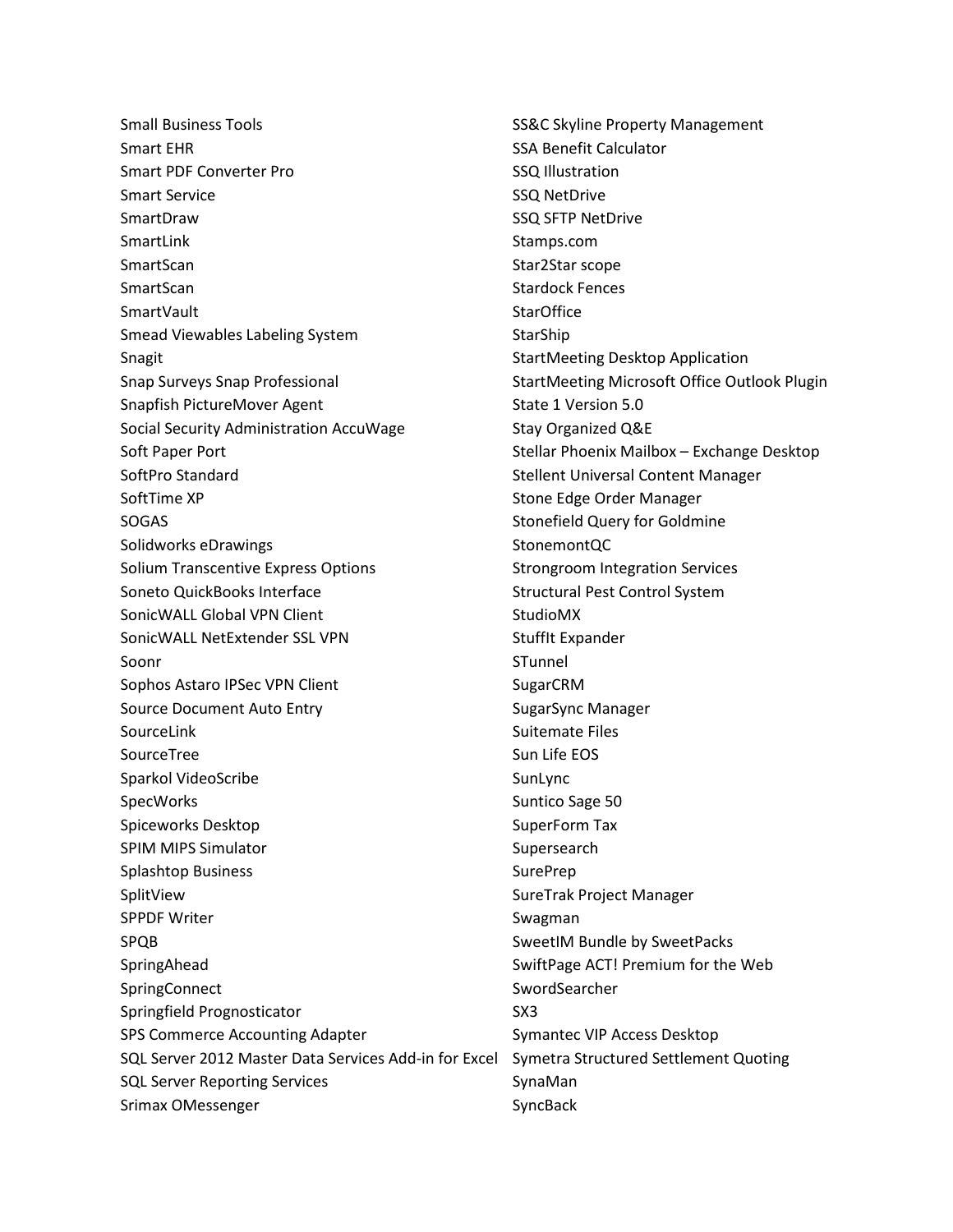Small Business Tools
Smart EHR
Smart PDF Converter Pro
Smart Service
SmartDraw
SmartLink
SmartScan
SmartScan
SmartVault
Smead Viewables Labeling System
Snagit
Snap Surveys Snap Professional
Snapfish PictureMover Agent
Social Security Administration AccuWage
Soft Paper Port
SoftPro Standard
SoftTime XP
SOGAS
Solidworks eDrawings
Solium Transcentive Express Options
Soneto QuickBooks Interface
SonicWALL Global VPN Client
SonicWALL NetExtender SSL VPN
Soonr
Sophos Astaro IPSec VPN Client
Source Document Auto Entry
SourceLink
SourceTree
Sparkol VideoScribe
SpecWorks
Spiceworks Desktop
SPIM MIPS Simulator
Splashtop Business
SplitView
SPPDF Writer
SPQB
SpringAhead
SpringConnect
Springfield Prognosticator
SPS Commerce Accounting Adapter
SQL Server 2012 Master Data Services Add-in for Excel
SQL Server Reporting Services
Srimax OMessenger
SS&C Skyline Property Management
SSA Benefit Calculator
SSQ Illustration
SSQ NetDrive
SSQ SFTP NetDrive
Stamps.com
Star2Star scope
Stardock Fences
StarOffice
StarShip
StartMeeting Desktop Application
StartMeeting Microsoft Office Outlook Plugin
State 1 Version 5.0
Stay Organized Q&E
Stellar Phoenix Mailbox – Exchange Desktop
Stellent Universal Content Manager
Stone Edge Order Manager
Stonefield Query for Goldmine
StonemontQC
Strongroom Integration Services
Structural Pest Control System
StudioMX
StuffIt Expander
STunnel
SugarCRM
SugarSync Manager
Suitemate Files
Sun Life EOS
SunLync
Suntico Sage 50
SuperForm Tax
Supersearch
SurePrep
SureTrak Project Manager
Swagman
SweetIM Bundle by SweetPacks
SwiftPage ACT! Premium for the Web
SwordSearcher
SX3
Symantec VIP Access Desktop
Symetra Structured Settlement Quoting
SynaMan
SyncBack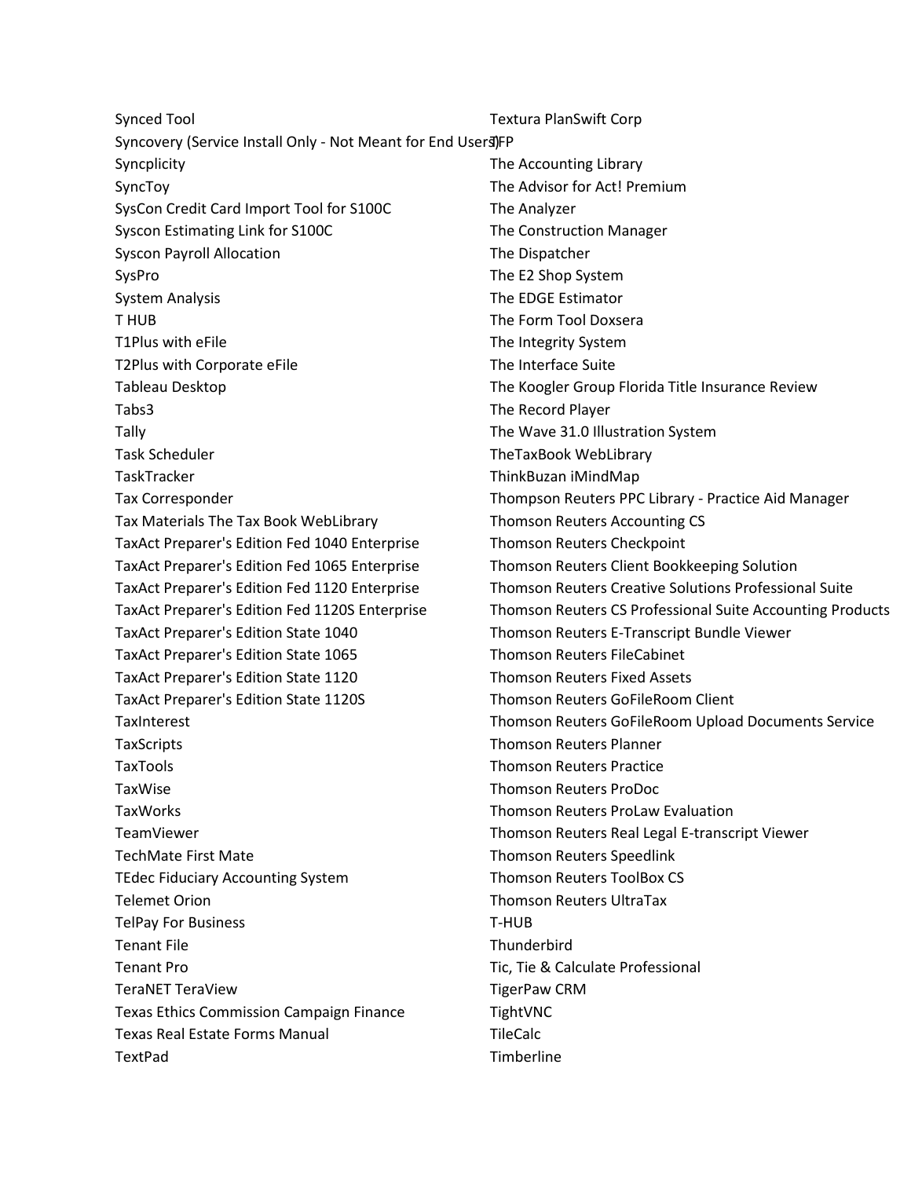Synced Tool
Syncovery (Service Install Only - Not Meant for End Users)
Syncplicity
SyncToy
SysCon Credit Card Import Tool for S100C
Syscon Estimating Link for S100C
Syscon Payroll Allocation
SysPro
System Analysis
T HUB
T1Plus with eFile
T2Plus with Corporate eFile
Tableau Desktop
Tabs3
Tally
Task Scheduler
TaskTracker
Tax Corresponder
Tax Materials The Tax Book WebLibrary
TaxAct Preparer's Edition Fed 1040 Enterprise
TaxAct Preparer's Edition Fed 1065 Enterprise
TaxAct Preparer's Edition Fed 1120 Enterprise
TaxAct Preparer's Edition Fed 1120S Enterprise
TaxAct Preparer's Edition State 1040
TaxAct Preparer's Edition State 1065
TaxAct Preparer's Edition State 1120
TaxAct Preparer's Edition State 1120S
TaxInterest
TaxScripts
TaxTools
TaxWise
TaxWorks
TeamViewer
TechMate First Mate
TEdec Fiduciary Accounting System
Telemet Orion
TelPay For Business
Tenant File
Tenant Pro
TeraNET TeraView
Texas Ethics Commission Campaign Finance
Texas Real Estate Forms Manual
TextPad
Textura PlanSwift Corp
TFP
The Accounting Library
The Advisor for Act! Premium
The Analyzer
The Construction Manager
The Dispatcher
The E2 Shop System
The EDGE Estimator
The Form Tool Doxsera
The Integrity System
The Interface Suite
The Koogler Group Florida Title Insurance Review
The Record Player
The Wave 31.0 Illustration System
TheTaxBook WebLibrary
ThinkBuzan iMindMap
Thompson Reuters PPC Library - Practice Aid Manager
Thomson Reuters Accounting CS
Thomson Reuters Checkpoint
Thomson Reuters Client Bookkeeping Solution
Thomson Reuters Creative Solutions Professional Suite
Thomson Reuters CS Professional Suite Accounting Products
Thomson Reuters E-Transcript Bundle Viewer
Thomson Reuters FileCabinet
Thomson Reuters Fixed Assets
Thomson Reuters GoFileRoom Client
Thomson Reuters GoFileRoom Upload Documents Service
Thomson Reuters Planner
Thomson Reuters Practice
Thomson Reuters ProDoc
Thomson Reuters ProLaw Evaluation
Thomson Reuters Real Legal E-transcript Viewer
Thomson Reuters Speedlink
Thomson Reuters ToolBox CS
Thomson Reuters UltraTax
T-HUB
Thunderbird
Tic, Tie & Calculate Professional
TigerPaw CRM
TightVNC
TileCalc
Timberline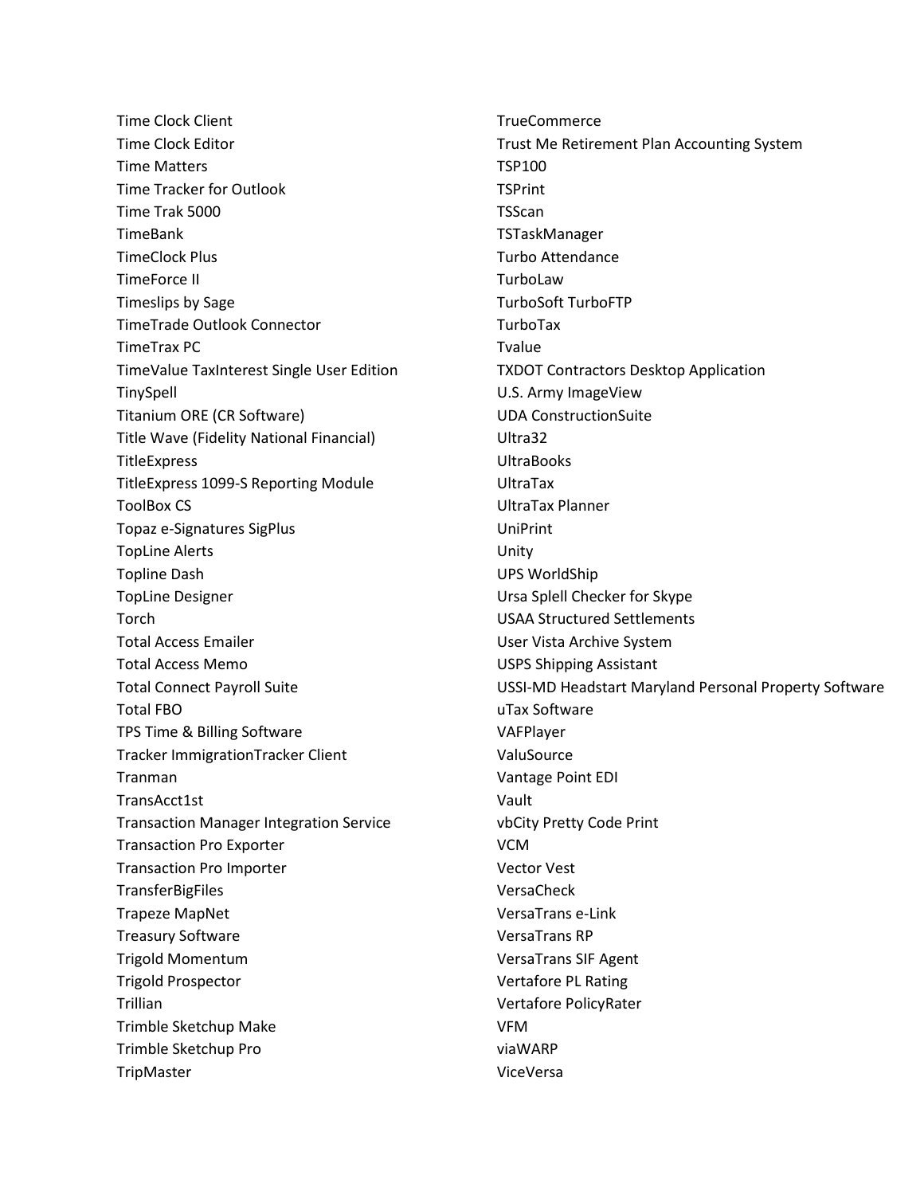Time Clock Client
Time Clock Editor
Time Matters
Time Tracker for Outlook
Time Trak 5000
TimeBank
TimeClock Plus
TimeForce II
Timeslips by Sage
TimeTrade Outlook Connector
TimeTrax PC
TimeValue TaxInterest Single User Edition
TinySpell
Titanium ORE (CR Software)
Title Wave (Fidelity National Financial)
TitleExpress
TitleExpress 1099-S Reporting Module
ToolBox CS
Topaz e-Signatures SigPlus
TopLine Alerts
Topline Dash
TopLine Designer
Torch
Total Access Emailer
Total Access Memo
Total Connect Payroll Suite
Total FBO
TPS Time & Billing Software
Tracker ImmigrationTracker Client
Tranman
TransAcct1st
Transaction Manager Integration Service
Transaction Pro Exporter
Transaction Pro Importer
TransferBigFiles
Trapeze MapNet
Treasury Software
Trigold Momentum
Trigold Prospector
Trillian
Trimble Sketchup Make
Trimble Sketchup Pro
TripMaster
TrueCommerce
Trust Me Retirement Plan Accounting System
TSP100
TSPrint
TSScan
TSTaskManager
Turbo Attendance
TurboLaw
TurboSoft TurboFTP
TurboTax
Tvalue
TXDOT Contractors Desktop Application
U.S. Army ImageView
UDA ConstructionSuite
Ultra32
UltraBooks
UltraTax
UltraTax Planner
UniPrint
Unity
UPS WorldShip
Ursa Splell Checker for Skype
USAA Structured Settlements
User Vista Archive System
USPS Shipping Assistant
USSI-MD Headstart Maryland Personal Property Software
uTax Software
VAFPlayer
ValuSource
Vantage Point EDI
Vault
vbCity Pretty Code Print
VCM
Vector Vest
VersaCheck
VersaTrans e-Link
VersaTrans RP
VersaTrans SIF Agent
Vertafore PL Rating
Vertafore PolicyRater
VFM
viaWARP
ViceVersa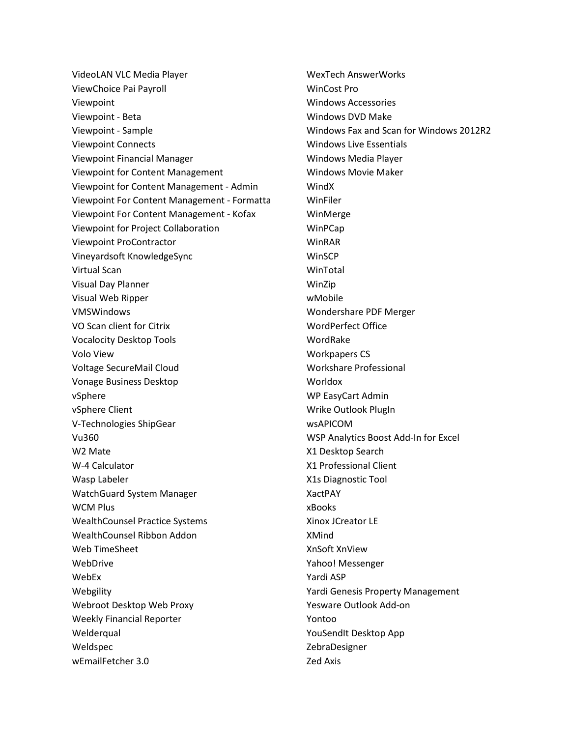VideoLAN VLC Media Player
ViewChoice Pai Payroll
Viewpoint
Viewpoint - Beta
Viewpoint - Sample
Viewpoint Connects
Viewpoint Financial Manager
Viewpoint for Content Management
Viewpoint for Content Management - Admin
Viewpoint For Content Management - Formatta
Viewpoint For Content Management - Kofax
Viewpoint for Project Collaboration
Viewpoint ProContractor
Vineyardsoft KnowledgeSync
Virtual Scan
Visual Day Planner
Visual Web Ripper
VMSWindows
VO Scan client for Citrix
Vocalocity Desktop Tools
Volo View
Voltage SecureMail Cloud
Vonage Business Desktop
vSphere
vSphere Client
V-Technologies ShipGear
Vu360
W2 Mate
W-4 Calculator
Wasp Labeler
WatchGuard System Manager
WCM Plus
WealthCounsel Practice Systems
WealthCounsel Ribbon Addon
Web TimeSheet
WebDrive
WebEx
Webgility
Webroot Desktop Web Proxy
Weekly Financial Reporter
Welderqual
Weldspec
wEmailFetcher 3.0
WexTech AnswerWorks
WinCost Pro
Windows Accessories
Windows DVD Make
Windows Fax and Scan for Windows 2012R2
Windows Live Essentials
Windows Media Player
Windows Movie Maker
WindX
WinFiler
WinMerge
WinPCap
WinRAR
WinSCP
WinTotal
WinZip
wMobile
Wondershare PDF Merger
WordPerfect Office
WordRake
Workpapers CS
Workshare Professional
Worldox
WP EasyCart Admin
Wrike Outlook PlugIn
wsAPICOM
WSP Analytics Boost Add-In for Excel
X1 Desktop Search
X1 Professional Client
X1s Diagnostic Tool
XactPAY
xBooks
Xinox JCreator LE
XMind
XnSoft XnView
Yahoo! Messenger
Yardi ASP
Yardi Genesis Property Management
Yesware Outlook Add-on
Yontoo
YouSendIt Desktop App
ZebraDesigner
Zed Axis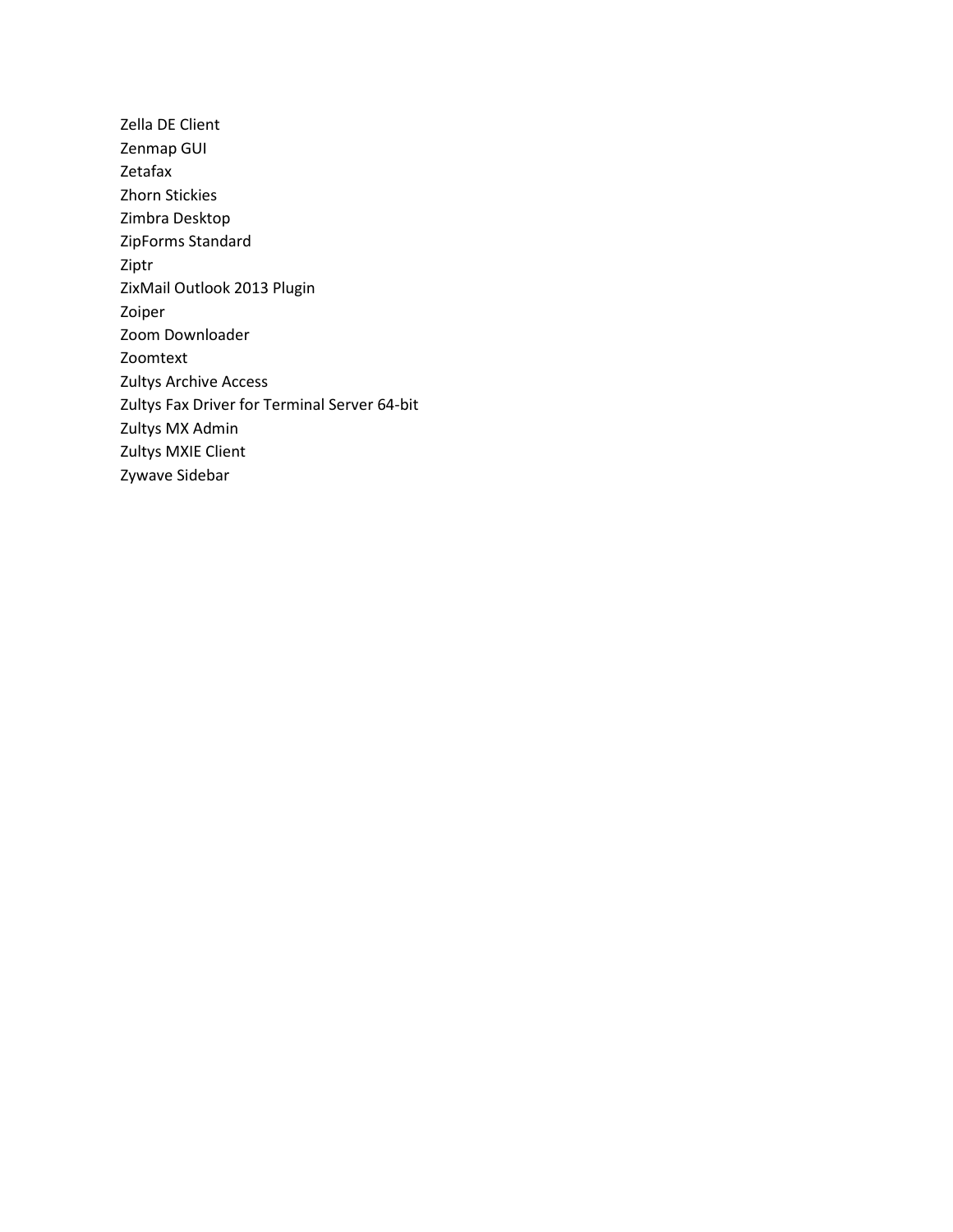Zella DE Client
Zenmap GUI
Zetafax
Zhorn Stickies
Zimbra Desktop
ZipForms Standard
Ziptr
ZixMail Outlook 2013 Plugin
Zoiper
Zoom Downloader
Zoomtext
Zultys Archive Access
Zultys Fax Driver for Terminal Server 64-bit
Zultys MX Admin
Zultys MXIE Client
Zywave Sidebar